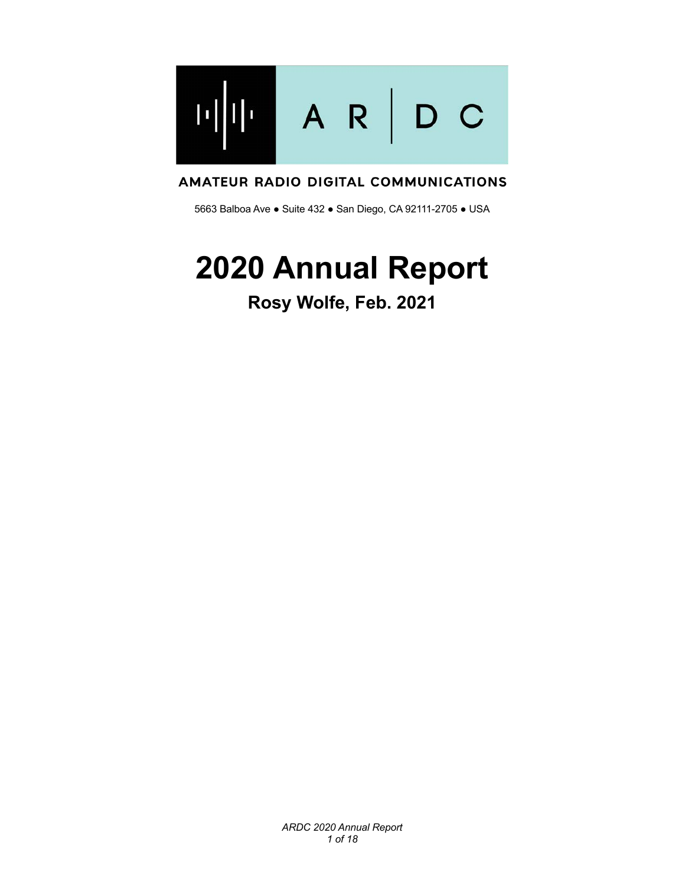ARDC

**AMATEUR RADIO DIGITAL COMMUNICATIONS**

5663 Balboa Ave ● Suite 432 ● San Diego, CA 92111-2705 ● USA

# 2020 Annual Report

## Rosy Wolfe, Feb. 2021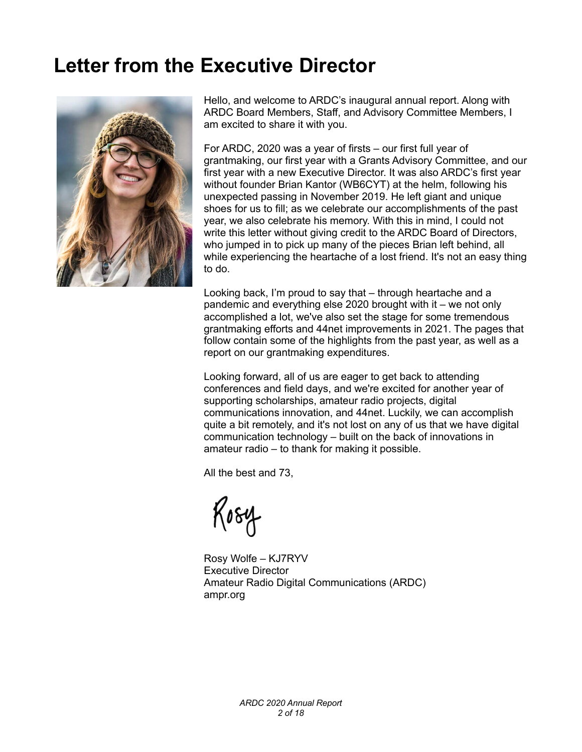# Letter from the Executive Director

Hello, and welcome to ARDC's inaugural annual report. Along with ARDC Board Members, Staff, and Advisory Committee Members, I am excited to share it with you.

For ARDC, 2020 was a year of firsts – our first full year of grantmaking, our first year with a Grants Advisory Committee, and our first year with a new Executive Director. It was also ARDC's first year without founder Brian Kantor (WB6CYT) at the helm, following his unexpected passing in November 2019. He left giant and unique shoes for us to fill; as we celebrate our accomplishments of the past year, we also celebrate his memory. With this in mind, I could not write this letter without giving credit to the ARDC Board of Directors, who jumped in to pick up many of the pieces Brian left behind, all while experiencing the heartache of a lost friend. It's not an easy thing to do.

Looking back, I'm proud to say that – through heartache and a pandemic and everything else 2020 brought with it – we not only accomplished a lot, we've also set the stage for some tremendous grantmaking efforts and 44net improvements in 2021. The pages that follow contain some of the highlights from the past year, as well as a report on our grantmaking expenditures.

Looking forward, all of us are eager to get back to attending conferences and field days, and we're excited for another year of supporting scholarships, amateur radio projects, digital communications innovation, and 44net. Luckily, we can accomplish quite a bit remotely, and it's not lost on any of us that we have digital communication technology – built on the back of innovations in amateur radio – to thank for making it possible.

All the best and 73,

Rosy

Rosy Wolfe – KJ7RYV
Executive Director
Amateur Radio Digital Communications (ARDC)
ampr.org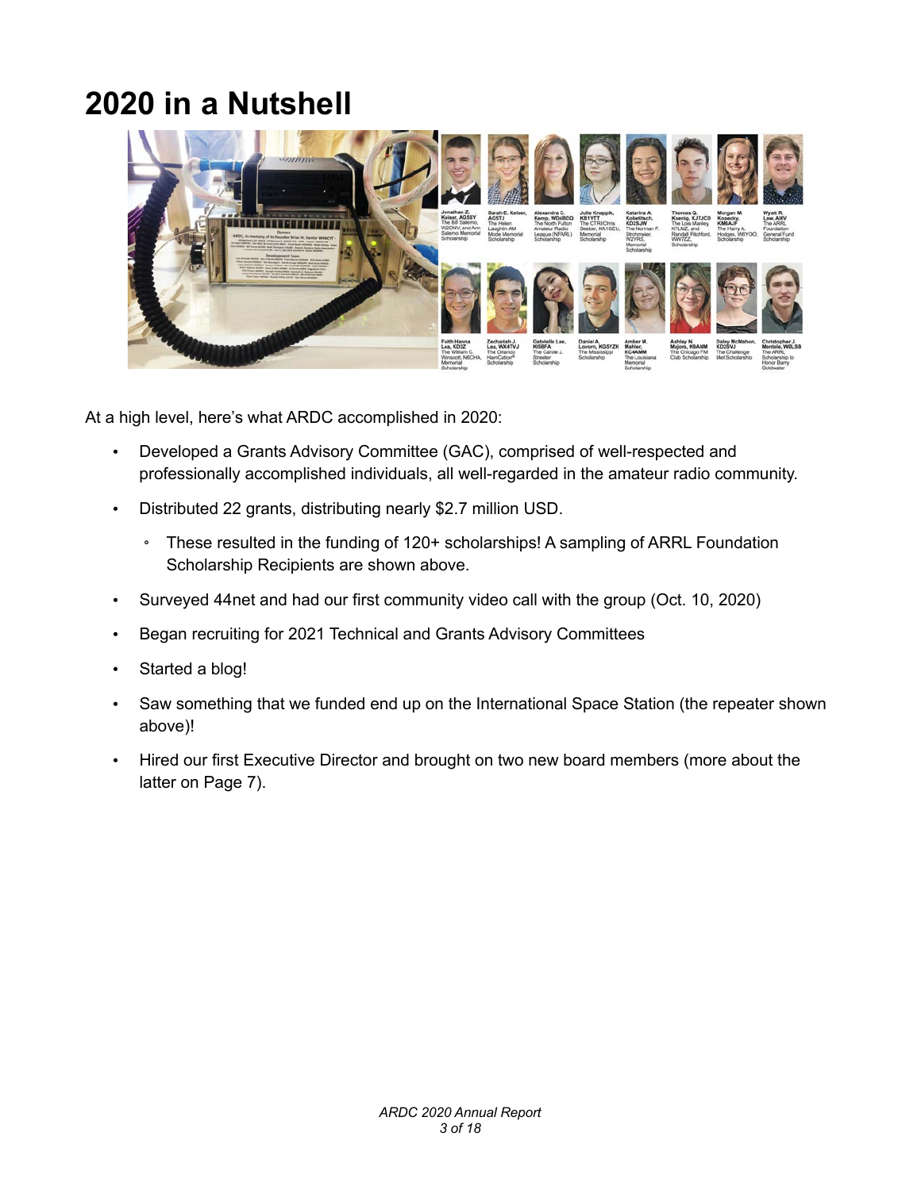# 2020 in a Nutshell

At a high level, here's what ARDC accomplished in 2020:

- Developed a Grants Advisory Committee (GAC), comprised of well-respected and professionally accomplished individuals, all well-regarded in the amateur radio community.
- Distributed 22 grants, distributing nearly $2.7 million USD.
  - These resulted in the funding of 120+ scholarships! A sampling of ARRL Foundation Scholarship Recipients are shown above.
- Surveyed 44net and had our first community video call with the group (Oct. 10, 2020)
- Began recruiting for 2021 Technical and Grants Advisory Committees
- Started a blog!
- Saw something that we funded end up on the International Space Station (the repeater shown above)!
- Hired our first Executive Director and brought on two new board members (more about the latter on Page 7).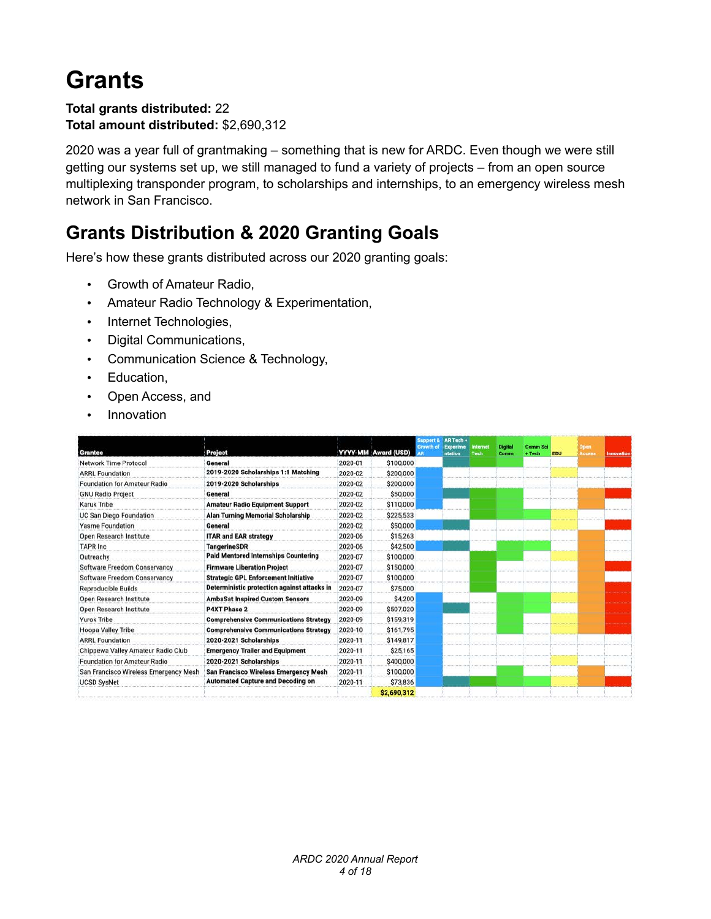# Grants

**Total grants distributed:** 22
**Total amount distributed:** $2,690,312

2020 was a year full of grantmaking – something that is new for ARDC. Even though we were still getting our systems set up, we still managed to fund a variety of projects – from an open source multiplexing transponder program, to scholarships and internships, to an emergency wireless mesh network in San Francisco.

## Grants Distribution & 2020 Granting Goals

Here's how these grants distributed across our 2020 granting goals:

- Growth of Amateur Radio,
- Amateur Radio Technology & Experimentation,
- Internet Technologies,
- Digital Communications,
- Communication Science & Technology,
- Education,
- Open Access, and
- Innovation

| Grantee | Project | YYYY-MM | Award (USD) | Support & Growth of AR | AR Tech + Experimentation | Internet Tech | Digital Comm | Comm Sci + Tech | EDU | Open Access | Innovation |
|---|---|---|---|---|---|---|---|---|---|---|---|
| Network Time Protocol | General | 2020-01 | $100,000 | | | | | | | | |
| ARRL Foundation | 2019-2020 Scholarships 1:1 Matching | 2020-02 | $200,000 | X | | | | | X | | |
| Foundation for Amateur Radio | 2019-2020 Scholarships | 2020-02 | $200,000 | X | | | | | | | |
| GNU Radio Project | General | 2020-02 | $50,000 | X | X | X | X | | | X | X |
| Karuk Tribe | Amateur Radio Equipment Support | 2020-02 | $110,000 | X | | X | X | | | X | |
| UC San Diego Foundation | Alan Turning Memorial Scholarship | 2020-02 | $225,533 | | | X | X | X | X | | |
| Yasme Foundation | General | 2020-02 | $50,000 | X | X | | | | X | | X |
| Open Research Institute | ITAR and EAR strategy | 2020-06 | $15,263 | | | | | | | X | |
| TAPR Inc | TangerineSDR | 2020-06 | $42,500 | X | X | | | X | | X | |
| Outreachy | Paid Mentored Internships Countering | 2020-07 | $100,000 | | | X | X | | X | X | |
| Software Freedom Conservancy | Firmware Liberation Project | 2020-07 | $150,000 | | | X | | | | X | X |
| Software Freedom Conservancy | Strategic GPL Enforcement Initiative | 2020-07 | $100,000 | | | X | | | | X | |
| Reproducible Builds | Deterministic protection against attacks in | 2020-07 | $75,000 | | | X | | | | X | X |
| Open Research Institute | AmbaSat Inspired Custom Sensors | 2020-09 | $4,200 | X | | | X | X | X | X | X |
| Open Research Institute | P4XT Phase 2 | 2020-09 | $507,020 | X | X | | X | X | | X | X |
| Yurok Tribe | Comprehensive Communications Strategy | 2020-09 | $159,319 | X | | | X | X | X | X | X |
| Hoopa Valley Tribe | Comprehensive Communications Strategy | 2020-10 | $161,795 | X | | | X | X | X | X | X |
| ARRL Foundation | 2020-2021 Scholarships | 2020-11 | $149,817 | X | | | | | | | |
| Chippewa Valley Amateur Radio Club | Emergency Trailer and Equipment | 2020-11 | $25,165 | X | | | | | | | |
| Foundation for Amateur Radio | 2020-2021 Scholarships | 2020-11 | $400,000 | X | | | | | X | | |
| San Francisco Wireless Emergency Mesh | San Francisco Wireless Emergency Mesh | 2020-11 | $100,000 | X | | | X | | | X | |
| UCSD SysNet | Automated Capture and Decoding on | 2020-11 | $73,836 | X | X | X | X | X | X | X | X |
| | | | $2,690,312 | | | | | | | | |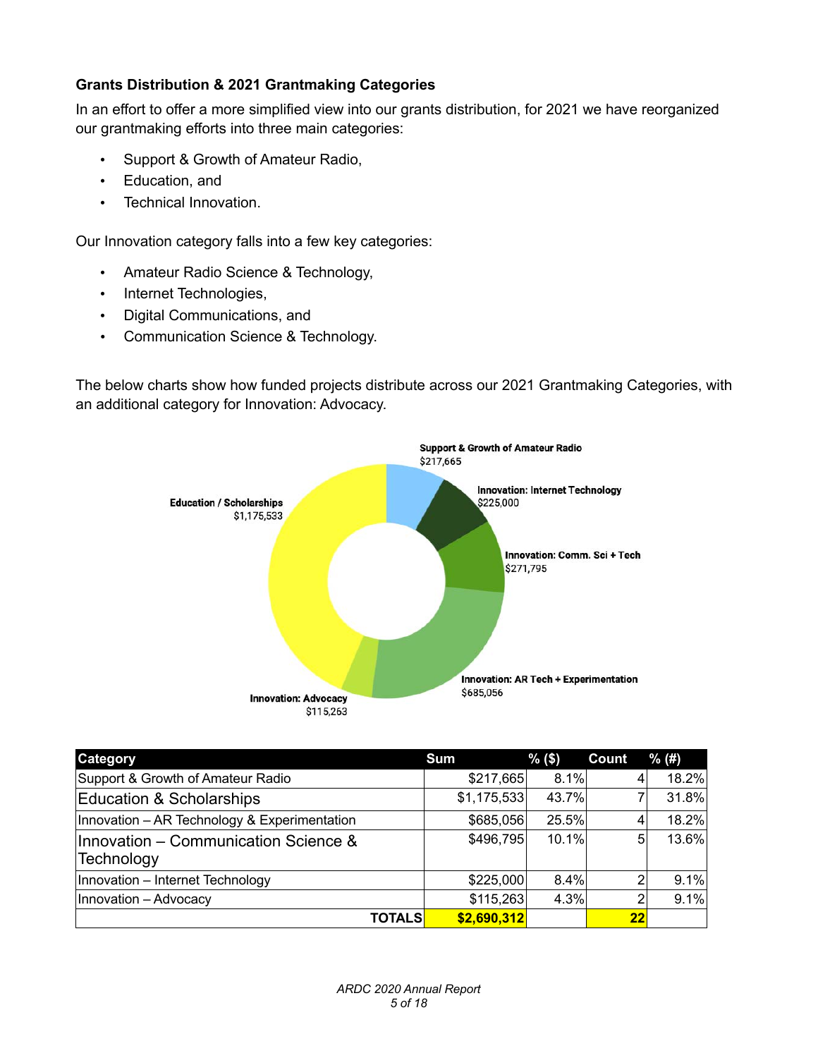**Grants Distribution & 2021 Grantmaking Categories**

In an effort to offer a more simplified view into our grants distribution, for 2021 we have reorganized our grantmaking efforts into three main categories:

- Support & Growth of Amateur Radio,
- Education, and
- Technical Innovation.

Our Innovation category falls into a few key categories:

- Amateur Radio Science & Technology,
- Internet Technologies,
- Digital Communications, and
- Communication Science & Technology.

The below charts show how funded projects distribute across our 2021 Grantmaking Categories, with an additional category for Innovation: Advocacy.

Support & Growth of Amateur Radio $217,665

Innovation: Internet Technology $225,000

Innovation: Comm. Sci + Tech $271,795

Innovation: AR Tech + Experimentation $685,056

Innovation: Advocacy $115,263

Education / Scholarships $1,175,533

| Category | Sum | % ($) | Count | % (#) |
|---|---|---|---|---|
| Support & Growth of Amateur Radio | $217,665 | 8.1% | 4 | 18.2% |
| Education & Scholarships | $1,175,533 | 43.7% | 7 | 31.8% |
| Innovation – AR Technology & Experimentation | $685,056 | 25.5% | 4 | 18.2% |
| Innovation – Communication Science & Technology | $496,795 | 10.1% | 5 | 13.6% |
| Innovation – Internet Technology | $225,000 | 8.4% | 2 | 9.1% |
| Innovation – Advocacy | $115,263 | 4.3% | 2 | 9.1% |
| **TOTALS** | **$2,690,312** | | **22** | |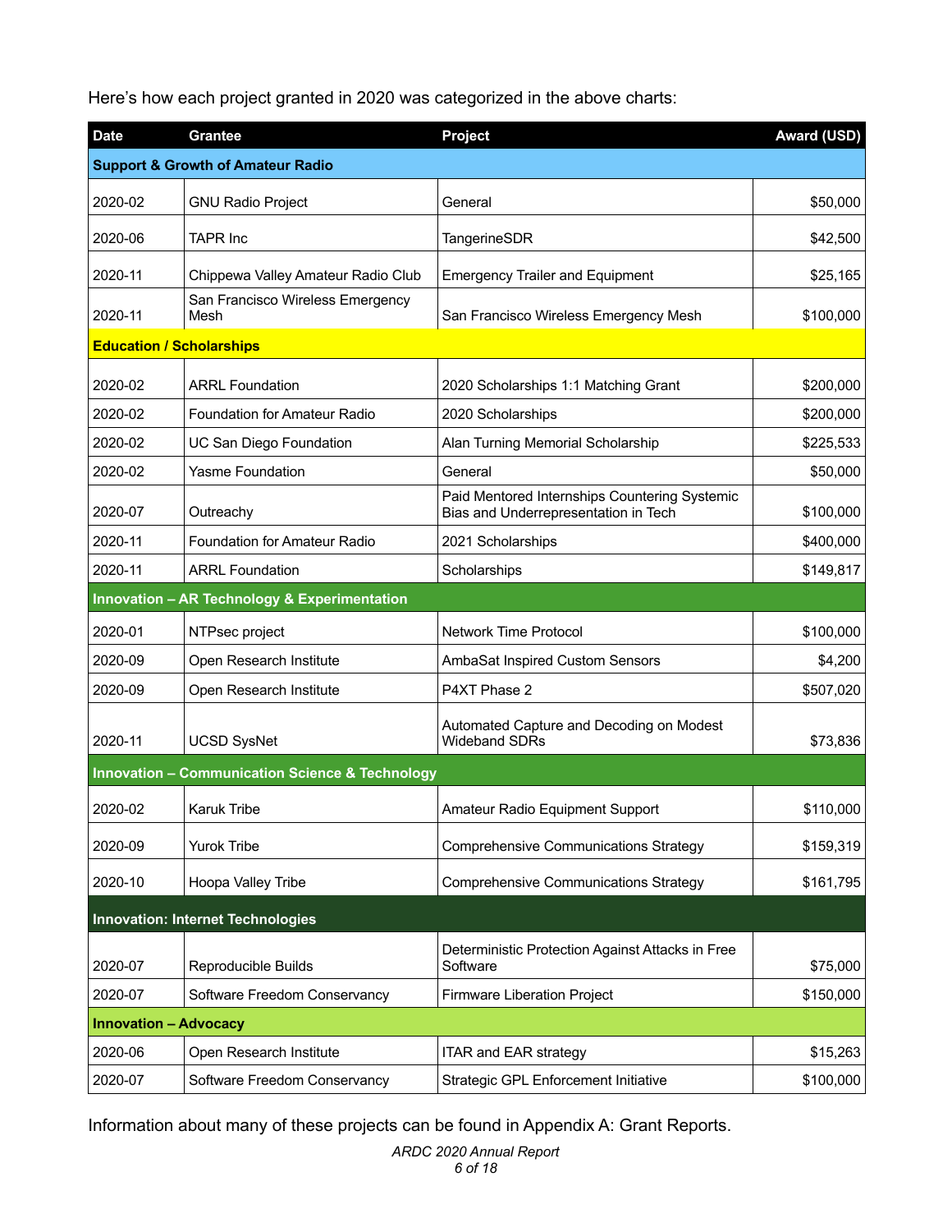Here's how each project granted in 2020 was categorized in the above charts:

| Date | Grantee | Project | Award (USD) |
|---|---|---|---|
| **Support & Growth of Amateur Radio** | | | |
| 2020-02 | GNU Radio Project | General | $50,000 |
| 2020-06 | TAPR Inc | TangerineSDR | $42,500 |
| 2020-11 | Chippewa Valley Amateur Radio Club | Emergency Trailer and Equipment | $25,165 |
| 2020-11 | San Francisco Wireless Emergency Mesh | San Francisco Wireless Emergency Mesh | $100,000 |
| **Education / Scholarships** | | | |
| 2020-02 | ARRL Foundation | 2020 Scholarships 1:1 Matching Grant | $200,000 |
| 2020-02 | Foundation for Amateur Radio | 2020 Scholarships | $200,000 |
| 2020-02 | UC San Diego Foundation | Alan Turning Memorial Scholarship | $225,533 |
| 2020-02 | Yasme Foundation | General | $50,000 |
| 2020-07 | Outreachy | Paid Mentored Internships Countering Systemic Bias and Underrepresentation in Tech | $100,000 |
| 2020-11 | Foundation for Amateur Radio | 2021 Scholarships | $400,000 |
| 2020-11 | ARRL Foundation | Scholarships | $149,817 |
| **Innovation – AR Technology & Experimentation** | | | |
| 2020-01 | NTPsec project | Network Time Protocol | $100,000 |
| 2020-09 | Open Research Institute | AmbaSat Inspired Custom Sensors | $4,200 |
| 2020-09 | Open Research Institute | P4XT Phase 2 | $507,020 |
| 2020-11 | UCSD SysNet | Automated Capture and Decoding on Modest Wideband SDRs | $73,836 |
| **Innovation – Communication Science & Technology** | | | |
| 2020-02 | Karuk Tribe | Amateur Radio Equipment Support | $110,000 |
| 2020-09 | Yurok Tribe | Comprehensive Communications Strategy | $159,319 |
| 2020-10 | Hoopa Valley Tribe | Comprehensive Communications Strategy | $161,795 |
| **Innovation: Internet Technologies** | | | |
| 2020-07 | Reproducible Builds | Deterministic Protection Against Attacks in Free Software | $75,000 |
| 2020-07 | Software Freedom Conservancy | Firmware Liberation Project | $150,000 |
| **Innovation – Advocacy** | | | |
| 2020-06 | Open Research Institute | ITAR and EAR strategy | $15,263 |
| 2020-07 | Software Freedom Conservancy | Strategic GPL Enforcement Initiative | $100,000 |

Information about many of these projects can be found in Appendix A: Grant Reports.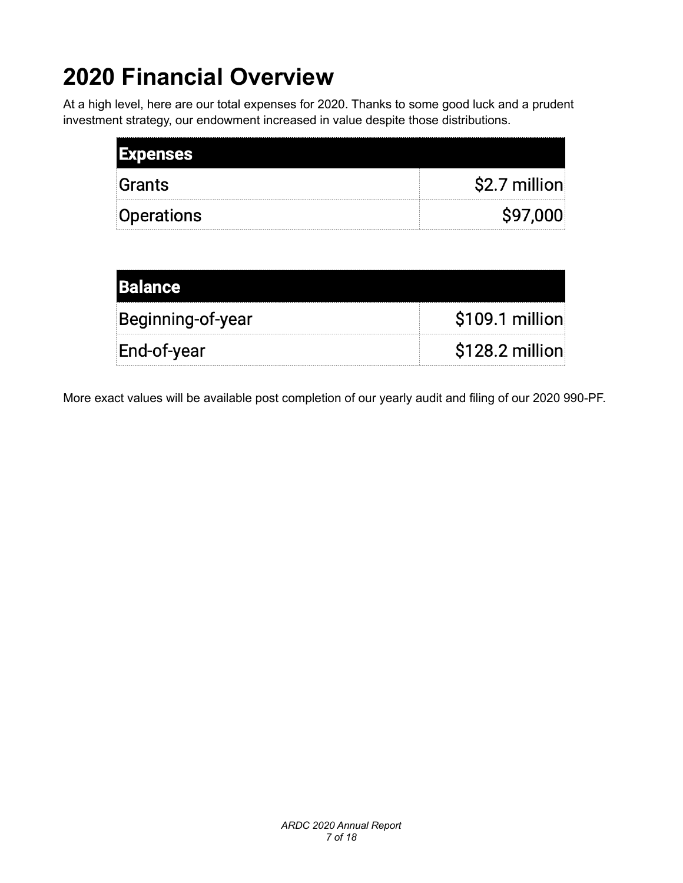# 2020 Financial Overview

At a high level, here are our total expenses for 2020. Thanks to some good luck and a prudent investment strategy, our endowment increased in value despite those distributions.

| Expenses | |
|---|---:|
| Grants | $2.7 million |
| Operations | $97,000 |

| Balance | |
|---|---:|
| Beginning-of-year | $109.1 million |
| End-of-year | $128.2 million |

More exact values will be available post completion of our yearly audit and filing of our 2020 990-PF.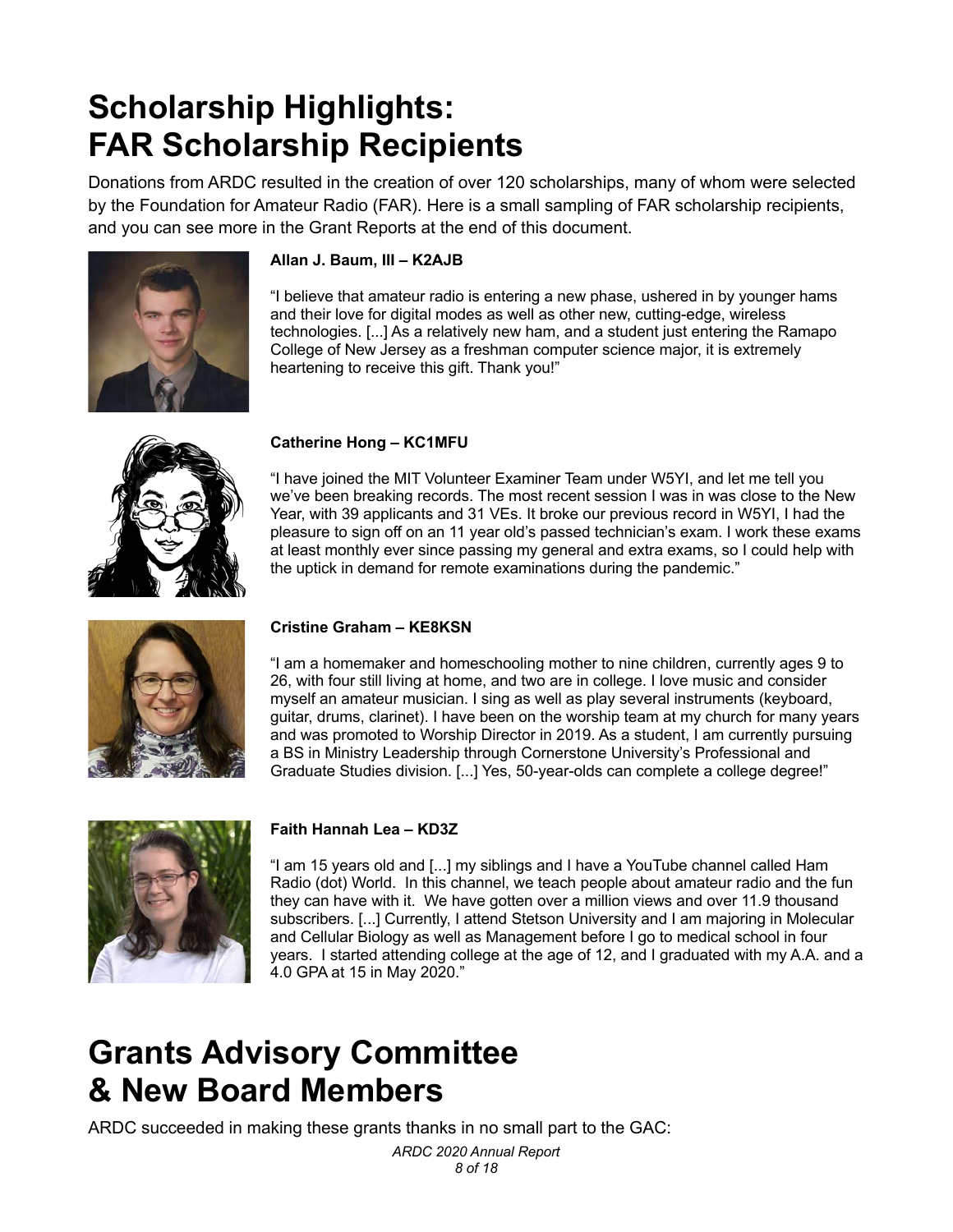# Scholarship Highlights: FAR Scholarship Recipients

Donations from ARDC resulted in the creation of over 120 scholarships, many of whom were selected by the Foundation for Amateur Radio (FAR). Here is a small sampling of FAR scholarship recipients, and you can see more in the Grant Reports at the end of this document.

**Allan J. Baum, III – K2AJB**

"I believe that amateur radio is entering a new phase, ushered in by younger hams and their love for digital modes as well as other new, cutting-edge, wireless technologies. [...] As a relatively new ham, and a student just entering the Ramapo College of New Jersey as a freshman computer science major, it is extremely heartening to receive this gift. Thank you!"

**Catherine Hong – KC1MFU**

"I have joined the MIT Volunteer Examiner Team under W5YI, and let me tell you we've been breaking records. The most recent session I was in was close to the New Year, with 39 applicants and 31 VEs. It broke our previous record in W5YI, I had the pleasure to sign off on an 11 year old's passed technician's exam. I work these exams at least monthly ever since passing my general and extra exams, so I could help with the uptick in demand for remote examinations during the pandemic."

**Cristine Graham – KE8KSN**

"I am a homemaker and homeschooling mother to nine children, currently ages 9 to 26, with four still living at home, and two are in college. I love music and consider myself an amateur musician. I sing as well as play several instruments (keyboard, guitar, drums, clarinet). I have been on the worship team at my church for many years and was promoted to Worship Director in 2019. As a student, I am currently pursuing a BS in Ministry Leadership through Cornerstone University's Professional and Graduate Studies division. [...] Yes, 50-year-olds can complete a college degree!"

**Faith Hannah Lea – KD3Z**

"I am 15 years old and [...] my siblings and I have a YouTube channel called Ham Radio (dot) World. In this channel, we teach people about amateur radio and the fun they can have with it. We have gotten over a million views and over 11.9 thousand subscribers. [...] Currently, I attend Stetson University and I am majoring in Molecular and Cellular Biology as well as Management before I go to medical school in four years. I started attending college at the age of 12, and I graduated with my A.A. and a 4.0 GPA at 15 in May 2020."

# Grants Advisory Committee & New Board Members

ARDC succeeded in making these grants thanks in no small part to the GAC: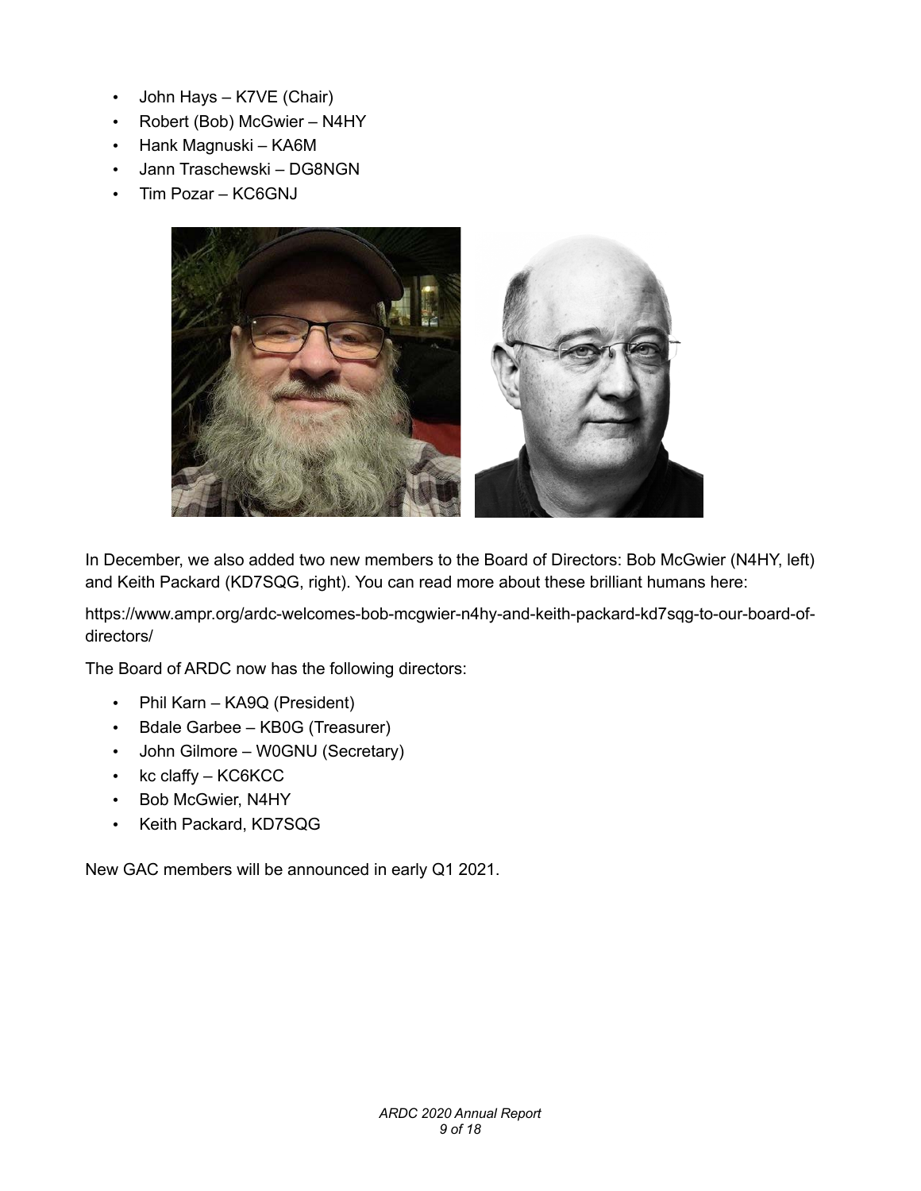- John Hays – K7VE (Chair)
- Robert (Bob) McGwier – N4HY
- Hank Magnuski – KA6M
- Jann Traschewski – DG8NGN
- Tim Pozar – KC6GNJ

In December, we also added two new members to the Board of Directors: Bob McGwier (N4HY, left) and Keith Packard (KD7SQG, right). You can read more about these brilliant humans here:

https://www.ampr.org/ardc-welcomes-bob-mcgwier-n4hy-and-keith-packard-kd7sqg-to-our-board-of-directors/

The Board of ARDC now has the following directors:

- Phil Karn – KA9Q (President)
- Bdale Garbee – KB0G (Treasurer)
- John Gilmore – W0GNU (Secretary)
- kc claffy – KC6KCC
- Bob McGwier, N4HY
- Keith Packard, KD7SQG

New GAC members will be announced in early Q1 2021.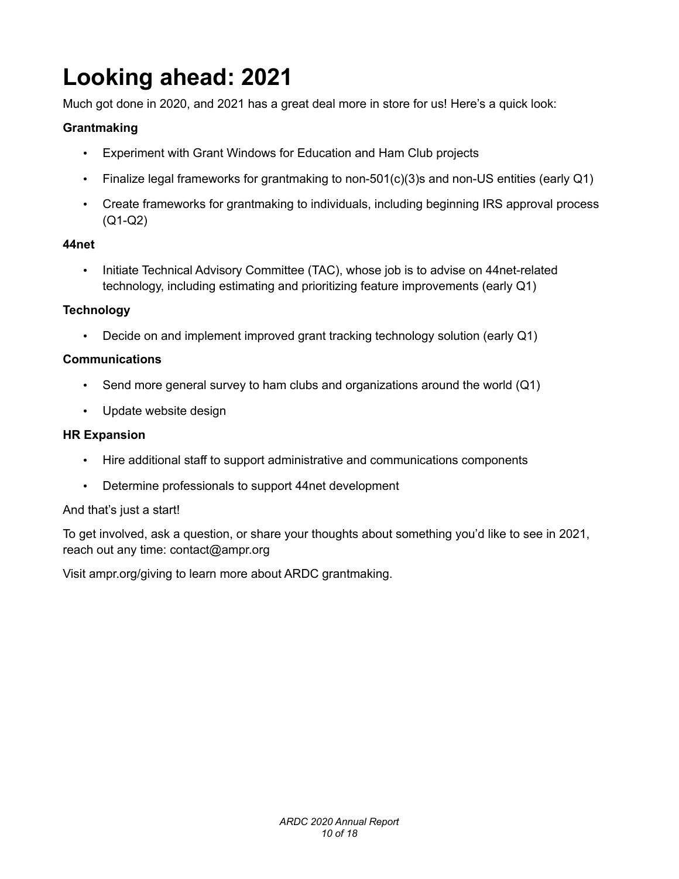# Looking ahead: 2021

Much got done in 2020, and 2021 has a great deal more in store for us! Here's a quick look:

**Grantmaking**

- Experiment with Grant Windows for Education and Ham Club projects
- Finalize legal frameworks for grantmaking to non-501(c)(3)s and non-US entities (early Q1)
- Create frameworks for grantmaking to individuals, including beginning IRS approval process (Q1-Q2)

**44net**

- Initiate Technical Advisory Committee (TAC), whose job is to advise on 44net-related technology, including estimating and prioritizing feature improvements (early Q1)

**Technology**

- Decide on and implement improved grant tracking technology solution (early Q1)

**Communications**

- Send more general survey to ham clubs and organizations around the world (Q1)
- Update website design

**HR Expansion**

- Hire additional staff to support administrative and communications components
- Determine professionals to support 44net development

And that's just a start!

To get involved, ask a question, or share your thoughts about something you'd like to see in 2021, reach out any time: contact@ampr.org

Visit ampr.org/giving to learn more about ARDC grantmaking.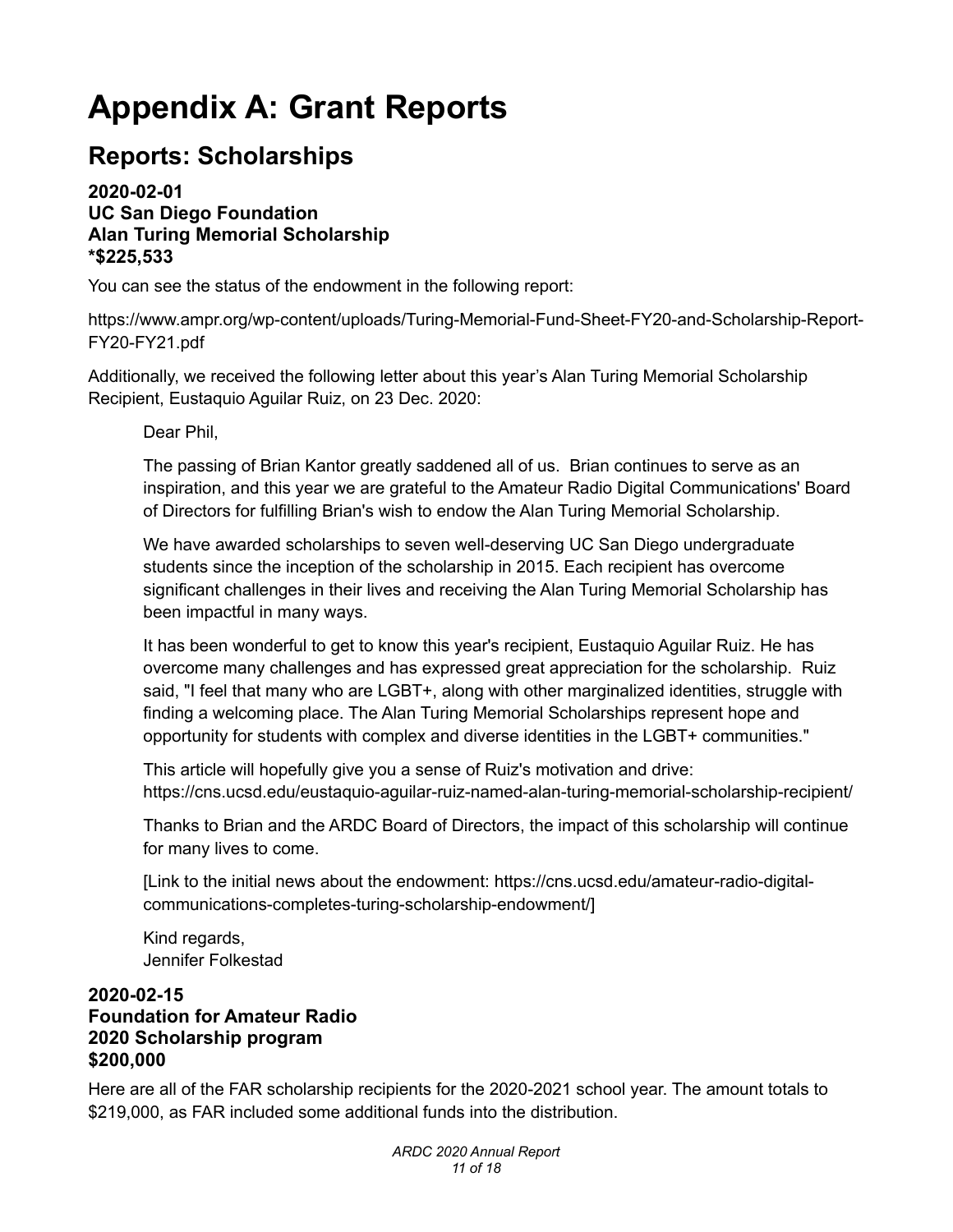# Appendix A: Grant Reports

## Reports: Scholarships

### 2020-02-01
### UC San Diego Foundation
### Alan Turing Memorial Scholarship
### *$225,533

You can see the status of the endowment in the following report:

https://www.ampr.org/wp-content/uploads/Turing-Memorial-Fund-Sheet-FY20-and-Scholarship-Report-FY20-FY21.pdf

Additionally, we received the following letter about this year's Alan Turing Memorial Scholarship Recipient, Eustaquio Aguilar Ruiz, on 23 Dec. 2020:

> Dear Phil,
>
> The passing of Brian Kantor greatly saddened all of us. Brian continues to serve as an inspiration, and this year we are grateful to the Amateur Radio Digital Communications' Board of Directors for fulfilling Brian's wish to endow the Alan Turing Memorial Scholarship.
>
> We have awarded scholarships to seven well-deserving UC San Diego undergraduate students since the inception of the scholarship in 2015. Each recipient has overcome significant challenges in their lives and receiving the Alan Turing Memorial Scholarship has been impactful in many ways.
>
> It has been wonderful to get to know this year's recipient, Eustaquio Aguilar Ruiz. He has overcome many challenges and has expressed great appreciation for the scholarship. Ruiz said, "I feel that many who are LGBT+, along with other marginalized identities, struggle with finding a welcoming place. The Alan Turing Memorial Scholarships represent hope and opportunity for students with complex and diverse identities in the LGBT+ communities."
>
> This article will hopefully give you a sense of Ruiz's motivation and drive: https://cns.ucsd.edu/eustaquio-aguilar-ruiz-named-alan-turing-memorial-scholarship-recipient/
>
> Thanks to Brian and the ARDC Board of Directors, the impact of this scholarship will continue for many lives to come.
>
> [Link to the initial news about the endowment: https://cns.ucsd.edu/amateur-radio-digital-communications-completes-turing-scholarship-endowment/]
>
> Kind regards,
> Jennifer Folkestad

### 2020-02-15
### Foundation for Amateur Radio
### 2020 Scholarship program
### $200,000

Here are all of the FAR scholarship recipients for the 2020-2021 school year. The amount totals to $219,000, as FAR included some additional funds into the distribution.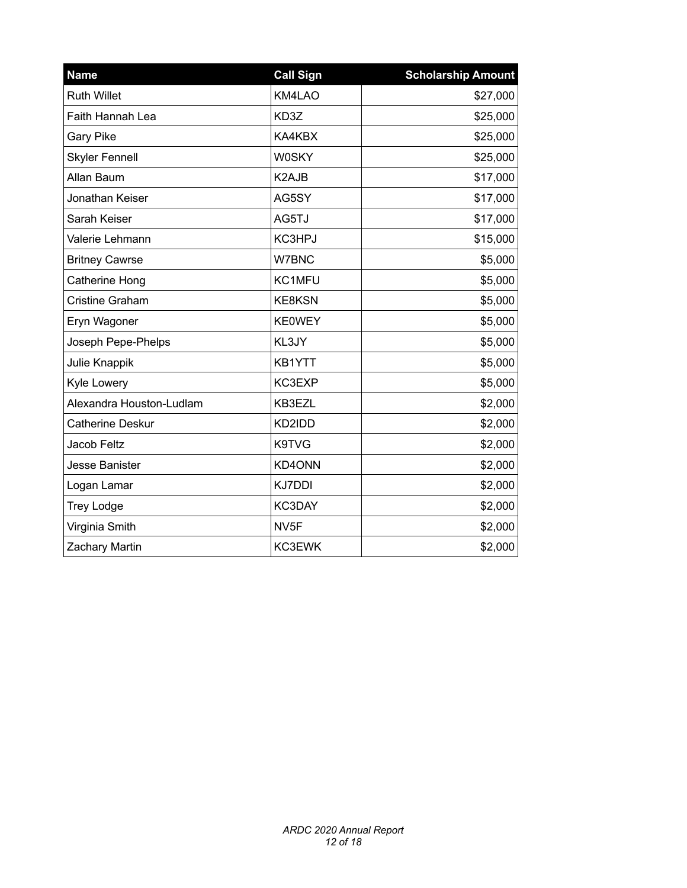| Name | Call Sign | Scholarship Amount |
|---|---|---|
| Ruth Willet | KM4LAO | $27,000 |
| Faith Hannah Lea | KD3Z | $25,000 |
| Gary Pike | KA4KBX | $25,000 |
| Skyler Fennell | W0SKY | $25,000 |
| Allan Baum | K2AJB | $17,000 |
| Jonathan Keiser | AG5SY | $17,000 |
| Sarah Keiser | AG5TJ | $17,000 |
| Valerie Lehmann | KC3HPJ | $15,000 |
| Britney Cawrse | W7BNC | $5,000 |
| Catherine Hong | KC1MFU | $5,000 |
| Cristine Graham | KE8KSN | $5,000 |
| Eryn Wagoner | KE0WEY | $5,000 |
| Joseph Pepe-Phelps | KL3JY | $5,000 |
| Julie Knappik | KB1YTT | $5,000 |
| Kyle Lowery | KC3EXP | $5,000 |
| Alexandra Houston-Ludlam | KB3EZL | $2,000 |
| Catherine Deskur | KD2IDD | $2,000 |
| Jacob Feltz | K9TVG | $2,000 |
| Jesse Banister | KD4ONN | $2,000 |
| Logan Lamar | KJ7DDI | $2,000 |
| Trey Lodge | KC3DAY | $2,000 |
| Virginia Smith | NV5F | $2,000 |
| Zachary Martin | KC3EWK | $2,000 |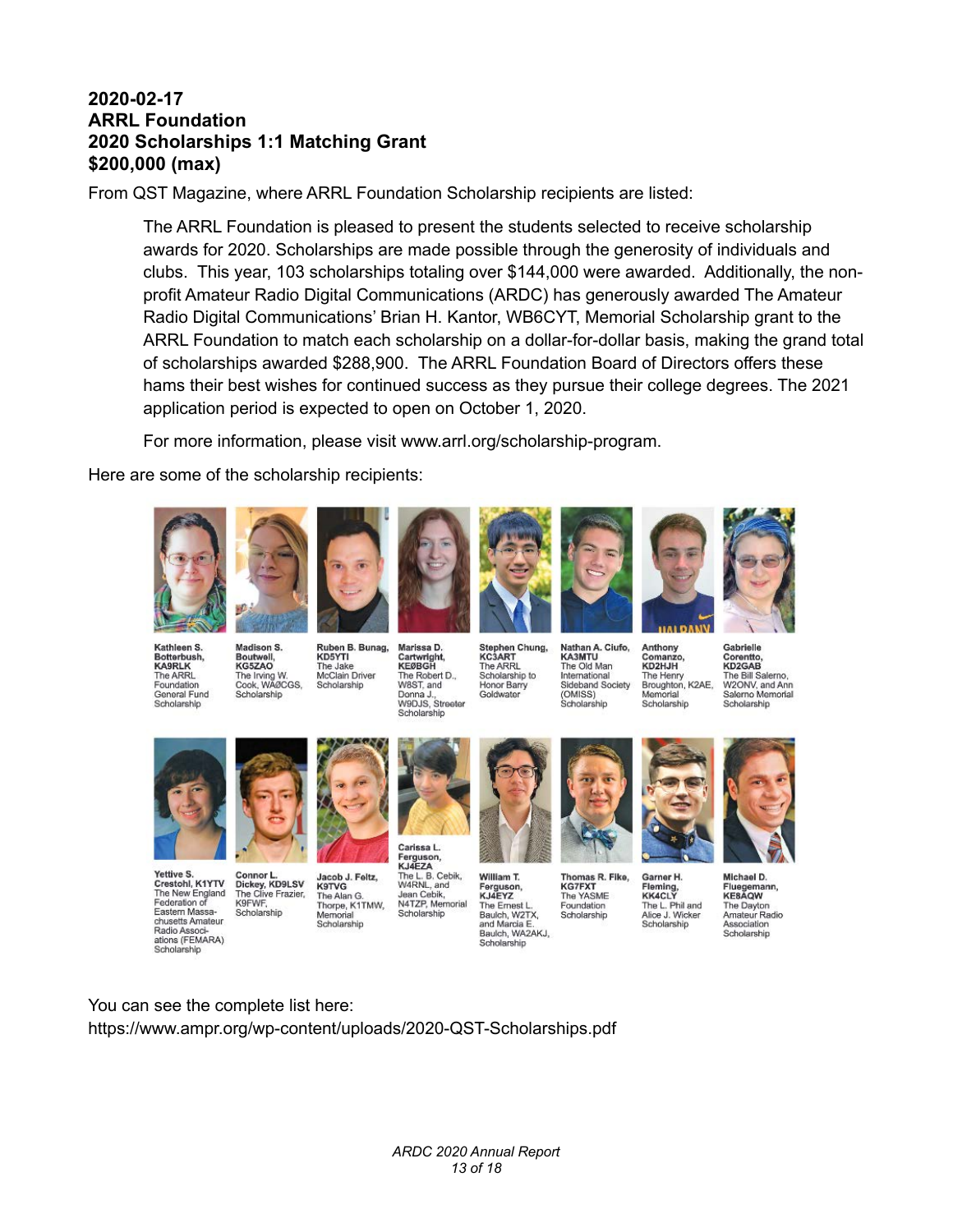**2020-02-17**
**ARRL Foundation**
**2020 Scholarships 1:1 Matching Grant**
**$200,000 (max)**

From QST Magazine, where ARRL Foundation Scholarship recipients are listed:

> The ARRL Foundation is pleased to present the students selected to receive scholarship awards for 2020. Scholarships are made possible through the generosity of individuals and clubs. This year, 103 scholarships totaling over $144,000 were awarded. Additionally, the non-profit Amateur Radio Digital Communications (ARDC) has generously awarded The Amateur Radio Digital Communications' Brian H. Kantor, WB6CYT, Memorial Scholarship grant to the ARRL Foundation to match each scholarship on a dollar-for-dollar basis, making the grand total of scholarships awarded $288,900. The ARRL Foundation Board of Directors offers these hams their best wishes for continued success as they pursue their college degrees. The 2021 application period is expected to open on October 1, 2020.
>
> For more information, please visit www.arrl.org/scholarship-program.

Here are some of the scholarship recipients:

**Kathleen S. Botterbush, KA9RLK** – The ARRL Foundation General Fund Scholarship

**Madison S. Boutwell, KG5ZAO** – The Irving W. Cook, WAØCGS, Scholarship

**Ruben B. Bunag, KD5YTI** – The Jake McClain Driver Scholarship

**Marissa D. Cartwright, KE8BGH** – The Robert D., W8ST, and Donna J., W9DJS, Streeter Scholarship

**Stephen Chung, KC3ART** – The ARRL Scholarship to Honor Barry Goldwater

**Nathan A. Ciufo, KA3MTU** – The Old Man International Sideband Society (OMISS) Scholarship

**Anthony Comanzo, KD2HJH** – The Henry Broughton, K2AE, Memorial Scholarship

**Gabrielle Corentto, KD2GAB** – The Bill Salerno, W2ONV, and Ann Salerno Memorial Scholarship

**Yettive S. Crestohl, K1YTV** – The New England Federation of Eastern Massachusetts Amateur Radio Associations (FEMARA) Scholarship

**Connor L. Dickey, KD9LSV** – The Clive Frazier, K9FWF, Scholarship

**Jacob J. Feltz, K9TVG** – The Alan G. Thorpe, K1TMW, Memorial Scholarship

**Carissa L. Ferguson, KJ4EZA** – The L. B. Cebik, W4RNL, and Jean Cebik, N4TZP, Memorial Scholarship

**William T. Ferguson, KJ4EYZ** – The Ernest L. Baulch, W2TX, and Marcia E. Baulch, WA2AKJ, Scholarship

**Thomas R. Fike, KG7FXT** – The YASME Foundation Scholarship

**Garner H. Fleming, KK4CLY** – The L. Phil and Alice J. Wicker Scholarship

**Michael D. Fluegemann, KE8AQW** – The Dayton Amateur Radio Association Scholarship

You can see the complete list here:
https://www.ampr.org/wp-content/uploads/2020-QST-Scholarships.pdf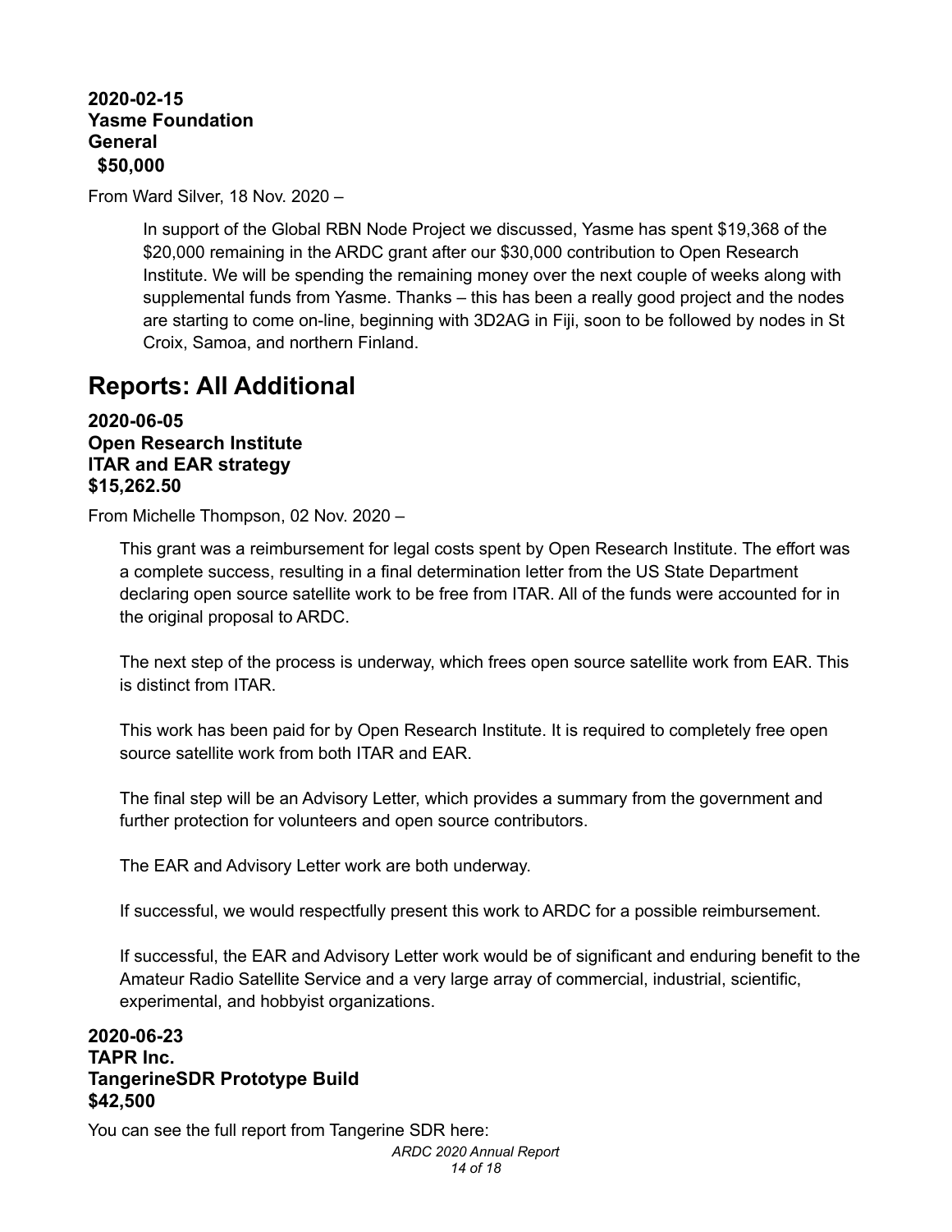**2020-02-15**
**Yasme Foundation**
**General**
**$50,000**

From Ward Silver, 18 Nov. 2020 –

> In support of the Global RBN Node Project we discussed, Yasme has spent $19,368 of the $20,000 remaining in the ARDC grant after our $30,000 contribution to Open Research Institute. We will be spending the remaining money over the next couple of weeks along with supplemental funds from Yasme. Thanks – this has been a really good project and the nodes are starting to come on-line, beginning with 3D2AG in Fiji, soon to be followed by nodes in St Croix, Samoa, and northern Finland.

# Reports: All Additional

**2020-06-05**
**Open Research Institute**
**ITAR and EAR strategy**
**$15,262.50**

From Michelle Thompson, 02 Nov. 2020 –

> This grant was a reimbursement for legal costs spent by Open Research Institute. The effort was a complete success, resulting in a final determination letter from the US State Department declaring open source satellite work to be free from ITAR. All of the funds were accounted for in the original proposal to ARDC.
>
> The next step of the process is underway, which frees open source satellite work from EAR. This is distinct from ITAR.
>
> This work has been paid for by Open Research Institute. It is required to completely free open source satellite work from both ITAR and EAR.
>
> The final step will be an Advisory Letter, which provides a summary from the government and further protection for volunteers and open source contributors.
>
> The EAR and Advisory Letter work are both underway.
>
> If successful, we would respectfully present this work to ARDC for a possible reimbursement.
>
> If successful, the EAR and Advisory Letter work would be of significant and enduring benefit to the Amateur Radio Satellite Service and a very large array of commercial, industrial, scientific, experimental, and hobbyist organizations.

**2020-06-23**
**TAPR Inc.**
**TangerineSDR Prototype Build**
**$42,500**

You can see the full report from Tangerine SDR here: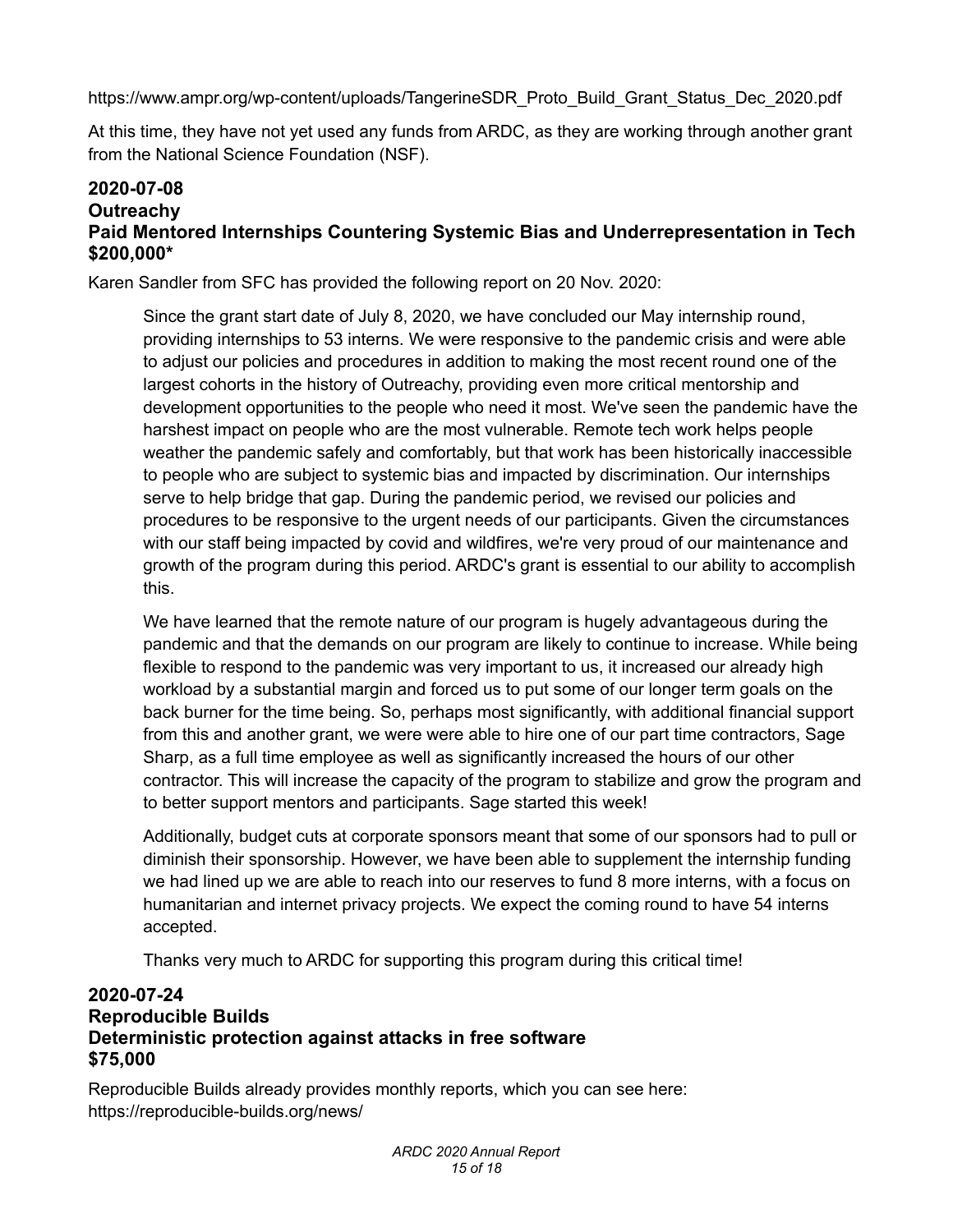https://www.ampr.org/wp-content/uploads/TangerineSDR_Proto_Build_Grant_Status_Dec_2020.pdf

At this time, they have not yet used any funds from ARDC, as they are working through another grant from the National Science Foundation (NSF).

### 2020-07-08
### Outreachy
### Paid Mentored Internships Countering Systemic Bias and Underrepresentation in Tech
### $200,000*

Karen Sandler from SFC has provided the following report on 20 Nov. 2020:

> Since the grant start date of July 8, 2020, we have concluded our May internship round, providing internships to 53 interns. We were responsive to the pandemic crisis and were able to adjust our policies and procedures in addition to making the most recent round one of the largest cohorts in the history of Outreachy, providing even more critical mentorship and development opportunities to the people who need it most. We've seen the pandemic have the harshest impact on people who are the most vulnerable. Remote tech work helps people weather the pandemic safely and comfortably, but that work has been historically inaccessible to people who are subject to systemic bias and impacted by discrimination. Our internships serve to help bridge that gap. During the pandemic period, we revised our policies and procedures to be responsive to the urgent needs of our participants. Given the circumstances with our staff being impacted by covid and wildfires, we're very proud of our maintenance and growth of the program during this period. ARDC's grant is essential to our ability to accomplish this.
>
> We have learned that the remote nature of our program is hugely advantageous during the pandemic and that the demands on our program are likely to continue to increase. While being flexible to respond to the pandemic was very important to us, it increased our already high workload by a substantial margin and forced us to put some of our longer term goals on the back burner for the time being. So, perhaps most significantly, with additional financial support from this and another grant, we were were able to hire one of our part time contractors, Sage Sharp, as a full time employee as well as significantly increased the hours of our other contractor. This will increase the capacity of the program to stabilize and grow the program and to better support mentors and participants. Sage started this week!
>
> Additionally, budget cuts at corporate sponsors meant that some of our sponsors had to pull or diminish their sponsorship. However, we have been able to supplement the internship funding we had lined up we are able to reach into our reserves to fund 8 more interns, with a focus on humanitarian and internet privacy projects. We expect the coming round to have 54 interns accepted.
>
> Thanks very much to ARDC for supporting this program during this critical time!

### 2020-07-24
### Reproducible Builds
### Deterministic protection against attacks in free software
### $75,000

Reproducible Builds already provides monthly reports, which you can see here: https://reproducible-builds.org/news/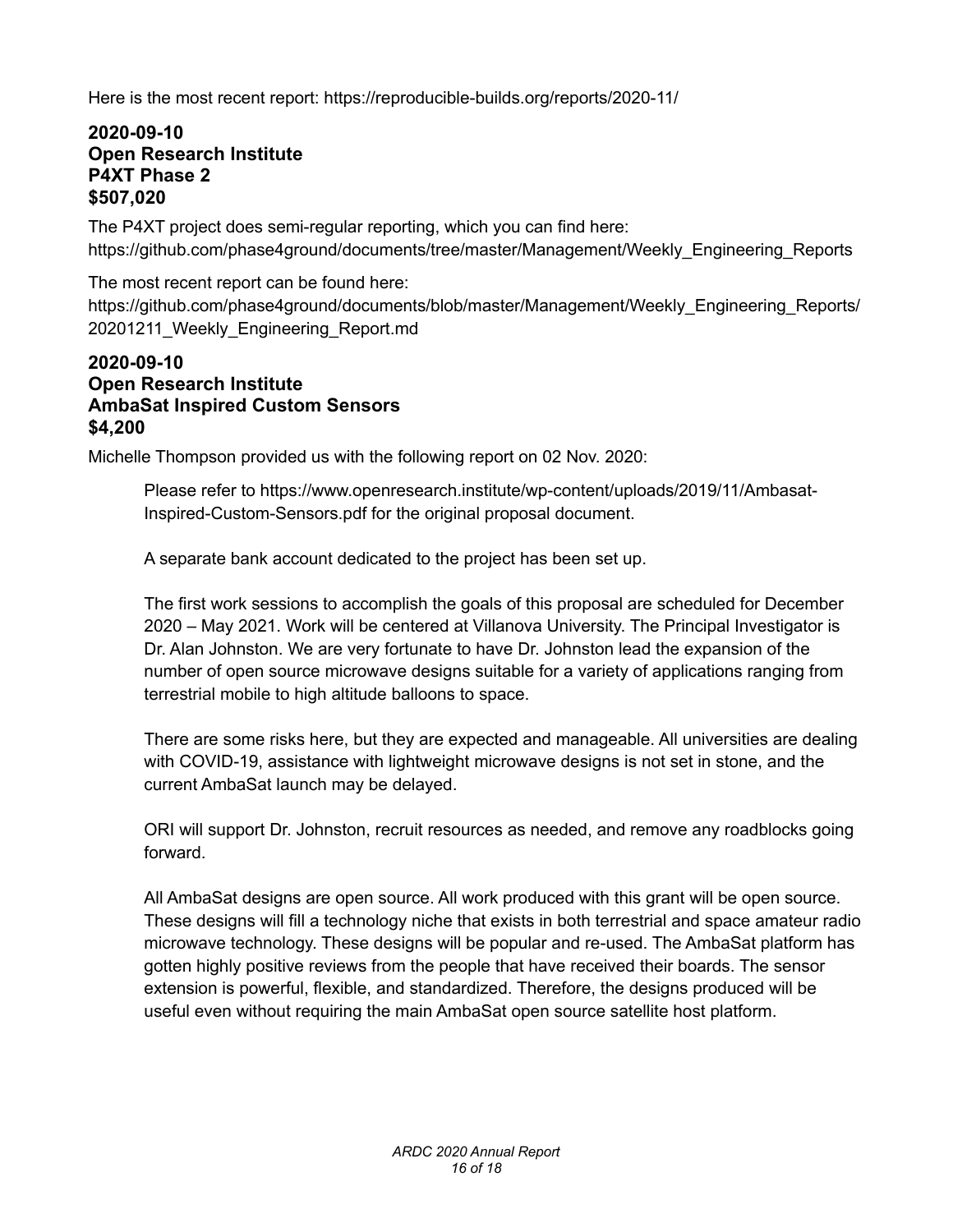Here is the most recent report: https://reproducible-builds.org/reports/2020-11/

**2020-09-10**
**Open Research Institute**
**P4XT Phase 2**
**$507,020**

The P4XT project does semi-regular reporting, which you can find here: https://github.com/phase4ground/documents/tree/master/Management/Weekly_Engineering_Reports

The most recent report can be found here: https://github.com/phase4ground/documents/blob/master/Management/Weekly_Engineering_Reports/20201211_Weekly_Engineering_Report.md

**2020-09-10**
**Open Research Institute**
**AmbaSat Inspired Custom Sensors**
**$4,200**

Michelle Thompson provided us with the following report on 02 Nov. 2020:

> Please refer to https://www.openresearch.institute/wp-content/uploads/2019/11/Ambasat-Inspired-Custom-Sensors.pdf for the original proposal document.
>
> A separate bank account dedicated to the project has been set up.
>
> The first work sessions to accomplish the goals of this proposal are scheduled for December 2020 – May 2021. Work will be centered at Villanova University. The Principal Investigator is Dr. Alan Johnston. We are very fortunate to have Dr. Johnston lead the expansion of the number of open source microwave designs suitable for a variety of applications ranging from terrestrial mobile to high altitude balloons to space.
>
> There are some risks here, but they are expected and manageable. All universities are dealing with COVID-19, assistance with lightweight microwave designs is not set in stone, and the current AmbaSat launch may be delayed.
>
> ORI will support Dr. Johnston, recruit resources as needed, and remove any roadblocks going forward.
>
> All AmbaSat designs are open source. All work produced with this grant will be open source. These designs will fill a technology niche that exists in both terrestrial and space amateur radio microwave technology. These designs will be popular and re-used. The AmbaSat platform has gotten highly positive reviews from the people that have received their boards. The sensor extension is powerful, flexible, and standardized. Therefore, the designs produced will be useful even without requiring the main AmbaSat open source satellite host platform.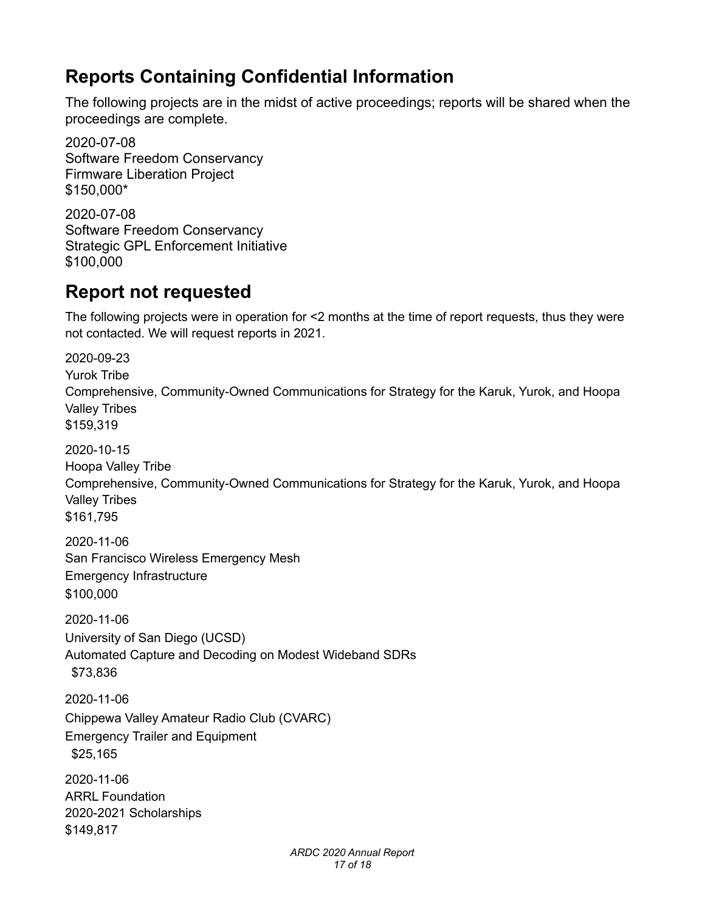## Reports Containing Confidential Information

The following projects are in the midst of active proceedings; reports will be shared when the proceedings are complete.

2020-07-08
Software Freedom Conservancy
Firmware Liberation Project
$150,000*

2020-07-08
Software Freedom Conservancy
Strategic GPL Enforcement Initiative
$100,000

## Report not requested

The following projects were in operation for <2 months at the time of report requests, thus they were not contacted. We will request reports in 2021.

2020-09-23
Yurok Tribe
Comprehensive, Community-Owned Communications for Strategy for the Karuk, Yurok, and Hoopa Valley Tribes
$159,319

2020-10-15
Hoopa Valley Tribe
Comprehensive, Community-Owned Communications for Strategy for the Karuk, Yurok, and Hoopa Valley Tribes
$161,795

2020-11-06
San Francisco Wireless Emergency Mesh
Emergency Infrastructure
$100,000

2020-11-06
University of San Diego (UCSD)
Automated Capture and Decoding on Modest Wideband SDRs
$73,836

2020-11-06
Chippewa Valley Amateur Radio Club (CVARC)
Emergency Trailer and Equipment
$25,165

2020-11-06
ARRL Foundation
2020-2021 Scholarships
$149,817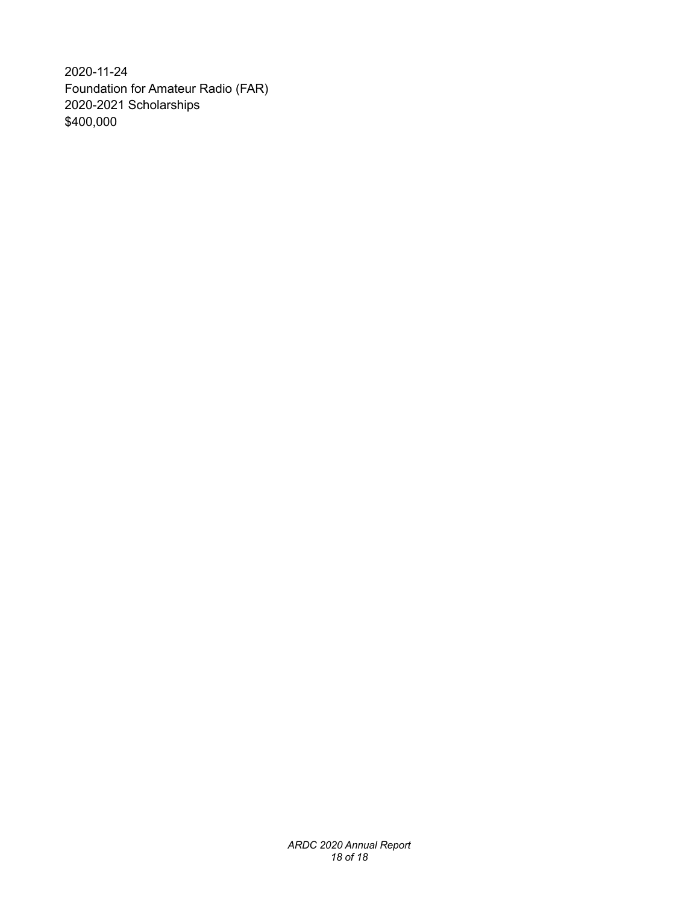2020-11-24
Foundation for Amateur Radio (FAR)
2020-2021 Scholarships
$400,000